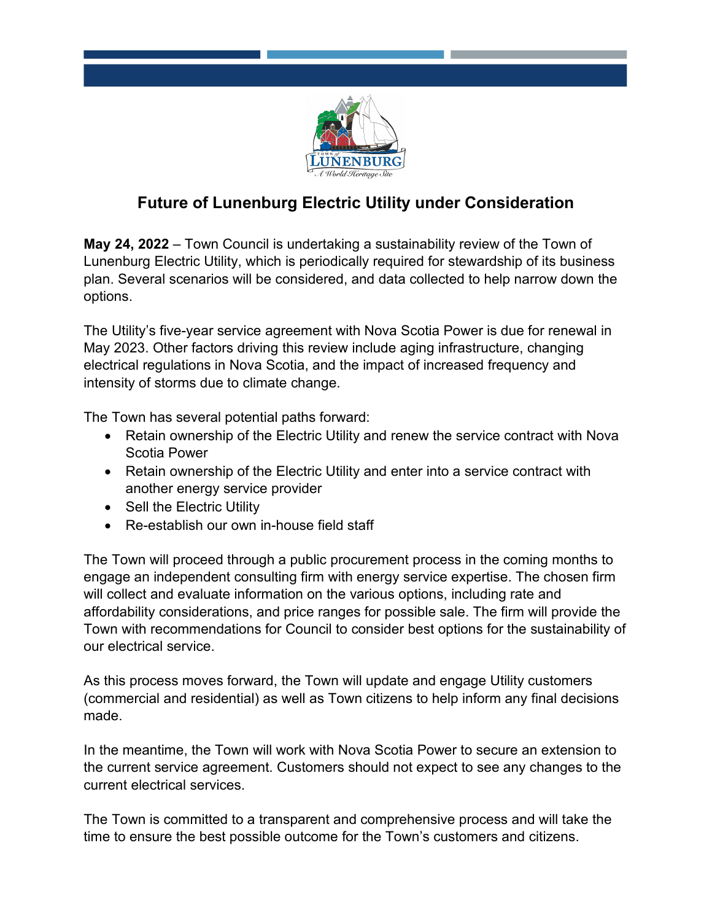# Future of Lunenburg Electric Utility under Consideration

**May 24, 2022** – Town Council is undertaking a sustainability review of the Town of Lunenburg Electric Utility, which is periodically required for stewardship of its business plan. Several scenarios will be considered, and data collected to help narrow down the options.

The Utility's five-year service agreement with Nova Scotia Power is due for renewal in May 2023. Other factors driving this review include aging infrastructure, changing electrical regulations in Nova Scotia, and the impact of increased frequency and intensity of storms due to climate change.

The Town has several potential paths forward:

- Retain ownership of the Electric Utility and renew the service contract with Nova Scotia Power
- Retain ownership of the Electric Utility and enter into a service contract with another energy service provider
- Sell the Electric Utility
- Re-establish our own in-house field staff

The Town will proceed through a public procurement process in the coming months to engage an independent consulting firm with energy service expertise. The chosen firm will collect and evaluate information on the various options, including rate and affordability considerations, and price ranges for possible sale. The firm will provide the Town with recommendations for Council to consider best options for the sustainability of our electrical service.

As this process moves forward, the Town will update and engage Utility customers (commercial and residential) as well as Town citizens to help inform any final decisions made.

In the meantime, the Town will work with Nova Scotia Power to secure an extension to the current service agreement. Customers should not expect to see any changes to the current electrical services.

The Town is committed to a transparent and comprehensive process and will take the time to ensure the best possible outcome for the Town's customers and citizens.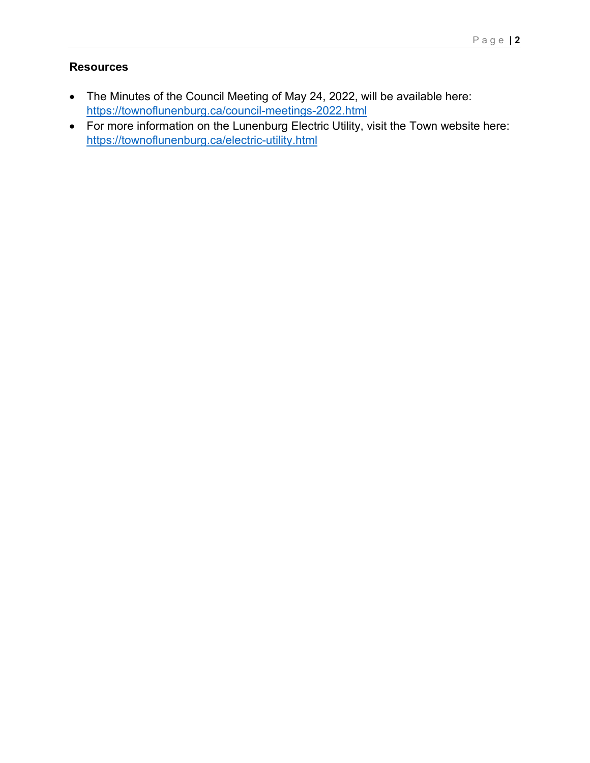## Resources

- The Minutes of the Council Meeting of May 24, 2022, will be available here: https://townoflunenburg.ca/council-meetings-2022.html
- For more information on the Lunenburg Electric Utility, visit the Town website here: https://townoflunenburg.ca/electric-utility.html